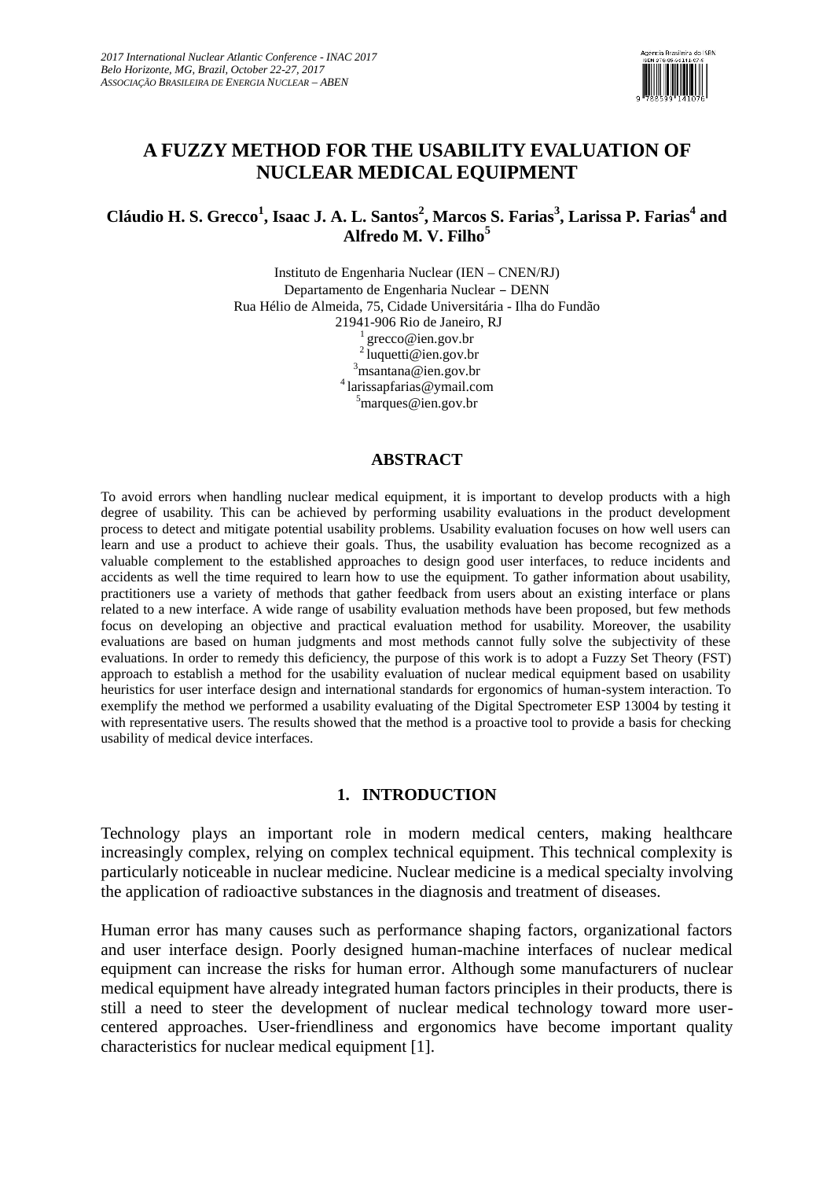# A FUZZY METHOD FOR THE USABILITY EVALUATION OF NUCLEAR MEDICAL EQUIPMENT

**Cláudio H. S. Grecco[1], Isaac J. A. L. Santos[2], Marcos S. Farias[3], Larissa P. Farias[4] and Alfredo M. V. Filho[5]**

Instituto de Engenharia Nuclear (IEN – CNEN/RJ)
Departamento de Engenharia Nuclear – DENN
Rua Hélio de Almeida, 75, Cidade Universitária - Ilha do Fundão
21941-906 Rio de Janeiro, RJ
[1] grecco@ien.gov.br
[2] luquetti@ien.gov.br
[3] msantana@ien.gov.br
[4] larissapfarias@ymail.com
[5] marques@ien.gov.br

## ABSTRACT

To avoid errors when handling nuclear medical equipment, it is important to develop products with a high degree of usability. This can be achieved by performing usability evaluations in the product development process to detect and mitigate potential usability problems. Usability evaluation focuses on how well users can learn and use a product to achieve their goals. Thus, the usability evaluation has become recognized as a valuable complement to the established approaches to design good user interfaces, to reduce incidents and accidents as well the time required to learn how to use the equipment. To gather information about usability, practitioners use a variety of methods that gather feedback from users about an existing interface or plans related to a new interface. A wide range of usability evaluation methods have been proposed, but few methods focus on developing an objective and practical evaluation method for usability. Moreover, the usability evaluations are based on human judgments and most methods cannot fully solve the subjectivity of these evaluations. In order to remedy this deficiency, the purpose of this work is to adopt a Fuzzy Set Theory (FST) approach to establish a method for the usability evaluation of nuclear medical equipment based on usability heuristics for user interface design and international standards for ergonomics of human-system interaction. To exemplify the method we performed a usability evaluating of the Digital Spectrometer ESP 13004 by testing it with representative users. The results showed that the method is a proactive tool to provide a basis for checking usability of medical device interfaces.

## 1. INTRODUCTION

Technology plays an important role in modern medical centers, making healthcare increasingly complex, relying on complex technical equipment. This technical complexity is particularly noticeable in nuclear medicine. Nuclear medicine is a medical specialty involving the application of radioactive substances in the diagnosis and treatment of diseases.

Human error has many causes such as performance shaping factors, organizational factors and user interface design. Poorly designed human-machine interfaces of nuclear medical equipment can increase the risks for human error. Although some manufacturers of nuclear medical equipment have already integrated human factors principles in their products, there is still a need to steer the development of nuclear medical technology toward more user-centered approaches. User-friendliness and ergonomics have become important quality characteristics for nuclear medical equipment [1].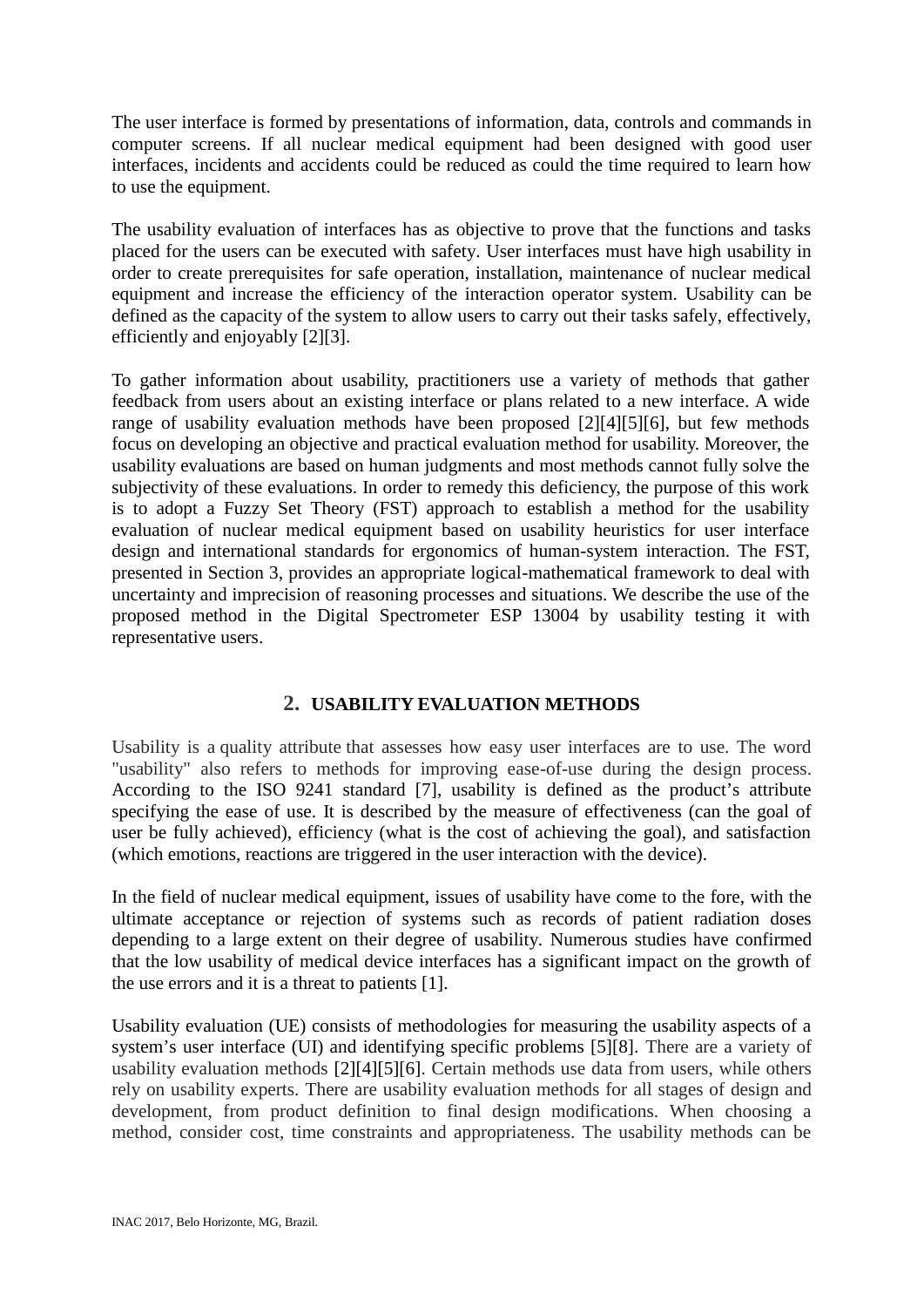The user interface is formed by presentations of information, data, controls and commands in computer screens. If all nuclear medical equipment had been designed with good user interfaces, incidents and accidents could be reduced as could the time required to learn how to use the equipment.

The usability evaluation of interfaces has as objective to prove that the functions and tasks placed for the users can be executed with safety. User interfaces must have high usability in order to create prerequisites for safe operation, installation, maintenance of nuclear medical equipment and increase the efficiency of the interaction operator system. Usability can be defined as the capacity of the system to allow users to carry out their tasks safely, effectively, efficiently and enjoyably [2][3].

To gather information about usability, practitioners use a variety of methods that gather feedback from users about an existing interface or plans related to a new interface. A wide range of usability evaluation methods have been proposed [2][4][5][6], but few methods focus on developing an objective and practical evaluation method for usability. Moreover, the usability evaluations are based on human judgments and most methods cannot fully solve the subjectivity of these evaluations. In order to remedy this deficiency, the purpose of this work is to adopt a Fuzzy Set Theory (FST) approach to establish a method for the usability evaluation of nuclear medical equipment based on usability heuristics for user interface design and international standards for ergonomics of human-system interaction. The FST, presented in Section 3, provides an appropriate logical-mathematical framework to deal with uncertainty and imprecision of reasoning processes and situations. We describe the use of the proposed method in the Digital Spectrometer ESP 13004 by usability testing it with representative users.

## 2. USABILITY EVALUATION METHODS

Usability is a quality attribute that assesses how easy user interfaces are to use. The word "usability" also refers to methods for improving ease-of-use during the design process. According to the ISO 9241 standard [7], usability is defined as the product's attribute specifying the ease of use. It is described by the measure of effectiveness (can the goal of user be fully achieved), efficiency (what is the cost of achieving the goal), and satisfaction (which emotions, reactions are triggered in the user interaction with the device).

In the field of nuclear medical equipment, issues of usability have come to the fore, with the ultimate acceptance or rejection of systems such as records of patient radiation doses depending to a large extent on their degree of usability. Numerous studies have confirmed that the low usability of medical device interfaces has a significant impact on the growth of the use errors and it is a threat to patients [1].

Usability evaluation (UE) consists of methodologies for measuring the usability aspects of a system's user interface (UI) and identifying specific problems [5][8]. There are a variety of usability evaluation methods [2][4][5][6]. Certain methods use data from users, while others rely on usability experts. There are usability evaluation methods for all stages of design and development, from product definition to final design modifications. When choosing a method, consider cost, time constraints and appropriateness. The usability methods can be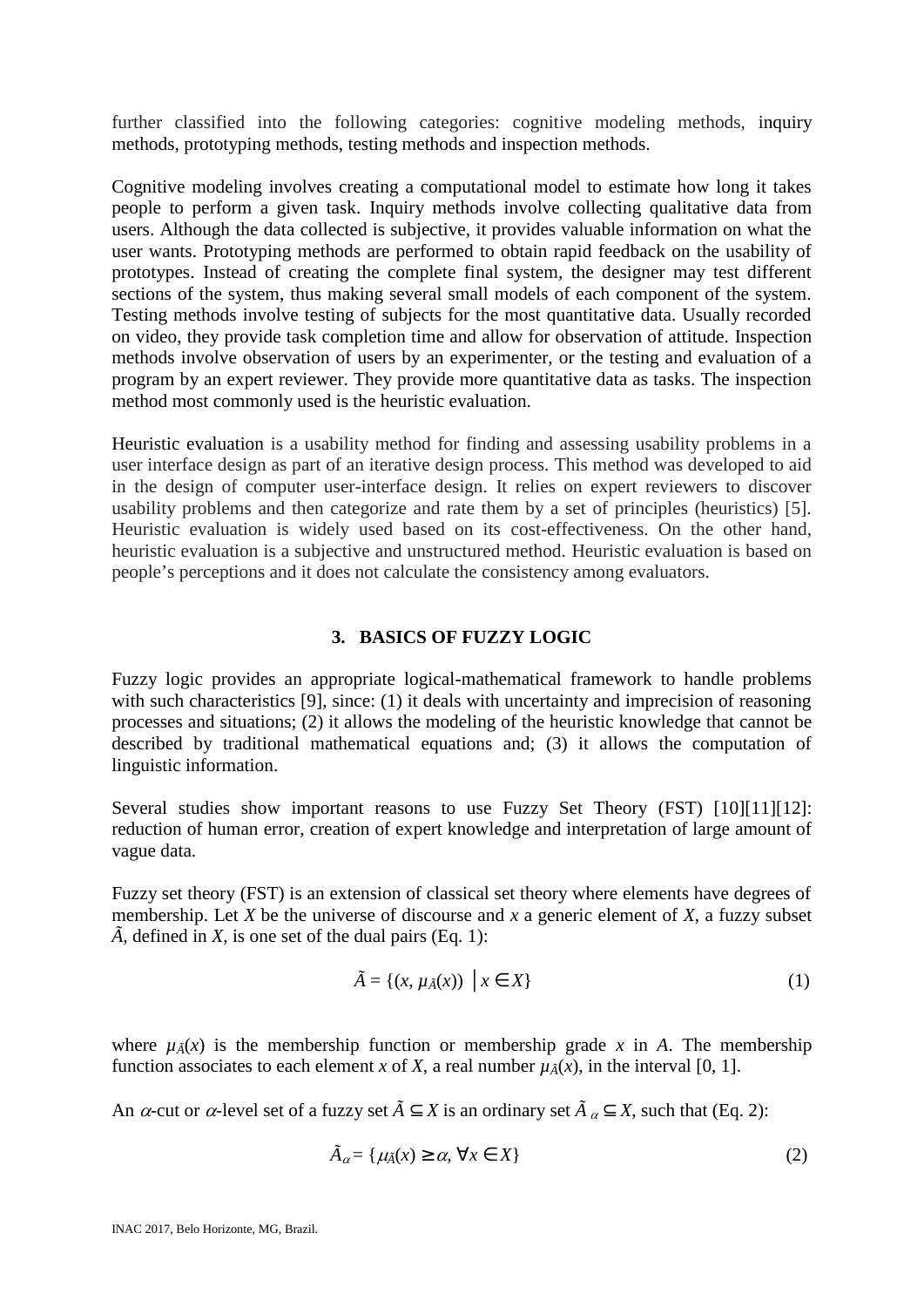further classified into the following categories: cognitive modeling methods, inquiry methods, prototyping methods, testing methods and inspection methods.

Cognitive modeling involves creating a computational model to estimate how long it takes people to perform a given task. Inquiry methods involve collecting qualitative data from users. Although the data collected is subjective, it provides valuable information on what the user wants. Prototyping methods are performed to obtain rapid feedback on the usability of prototypes. Instead of creating the complete final system, the designer may test different sections of the system, thus making several small models of each component of the system. Testing methods involve testing of subjects for the most quantitative data. Usually recorded on video, they provide task completion time and allow for observation of attitude. Inspection methods involve observation of users by an experimenter, or the testing and evaluation of a program by an expert reviewer. They provide more quantitative data as tasks. The inspection method most commonly used is the heuristic evaluation.

Heuristic evaluation is a usability method for finding and assessing usability problems in a user interface design as part of an iterative design process. This method was developed to aid in the design of computer user-interface design. It relies on expert reviewers to discover usability problems and then categorize and rate them by a set of principles (heuristics) [5]. Heuristic evaluation is widely used based on its cost-effectiveness. On the other hand, heuristic evaluation is a subjective and unstructured method. Heuristic evaluation is based on people's perceptions and it does not calculate the consistency among evaluators.

## 3. BASICS OF FUZZY LOGIC

Fuzzy logic provides an appropriate logical-mathematical framework to handle problems with such characteristics [9], since: (1) it deals with uncertainty and imprecision of reasoning processes and situations; (2) it allows the modeling of the heuristic knowledge that cannot be described by traditional mathematical equations and; (3) it allows the computation of linguistic information.

Several studies show important reasons to use Fuzzy Set Theory (FST) [10][11][12]: reduction of human error, creation of expert knowledge and interpretation of large amount of vague data.

Fuzzy set theory (FST) is an extension of classical set theory where elements have degrees of membership. Let $X$ be the universe of discourse and $x$ a generic element of $X$, a fuzzy subset $\tilde{A}$, defined in $X$, is one set of the dual pairs (Eq. 1):

$$\tilde{A} = \{(x, \mu_{\tilde{A}}(x)) \mid x \in X\} \tag{1}$$

where $\mu_{\tilde{A}}(x)$ is the membership function or membership grade $x$ in $A$. The membership function associates to each element $x$ of $X$, a real number $\mu_{\tilde{A}}(x)$, in the interval [0, 1].

An $\alpha$-cut or $\alpha$-level set of a fuzzy set $\tilde{A} \subseteq X$ is an ordinary set $\tilde{A}_{\alpha} \subseteq X$, such that (Eq. 2):

$$\tilde{A}_{\alpha} = \{\mu_{\tilde{A}}(x) \geq \alpha, \forall x \in X\} \tag{2}$$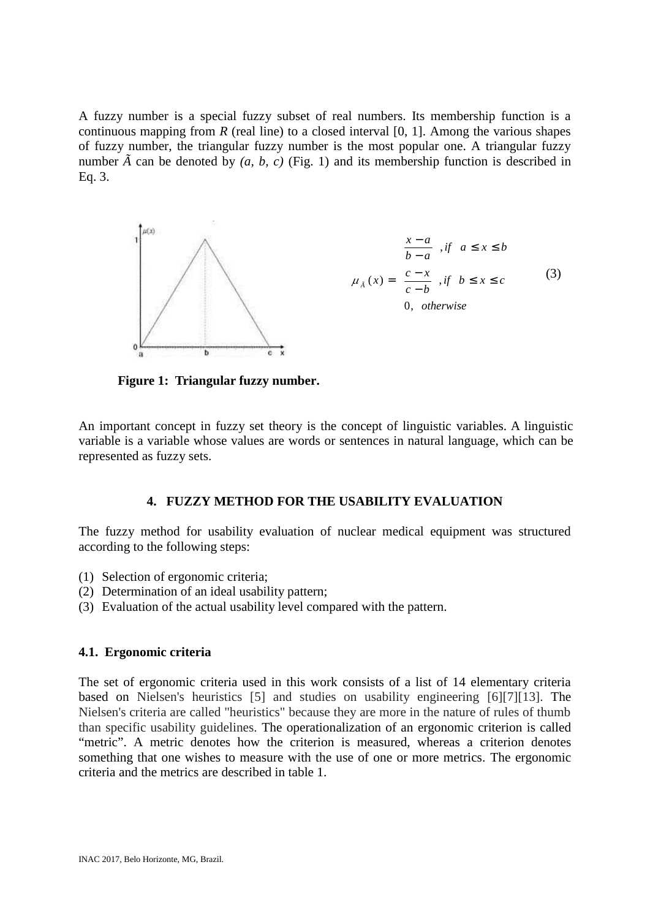A fuzzy number is a special fuzzy subset of real numbers. Its membership function is a continuous mapping from *R* (real line) to a closed interval [0, 1]. Among the various shapes of fuzzy number, the triangular fuzzy number is the most popular one. A triangular fuzzy number $\tilde{A}$ can be denoted by *(a, b, c)* (Fig. 1) and its membership function is described in Eq. 3.

$$\mu_{\tilde{A}}(x) = \begin{cases} \dfrac{x-a}{b-a}, & if \quad a \leq x \leq b \\ \dfrac{c-x}{c-b}, & if \quad b \leq x \leq c \\ 0, & otherwise \end{cases} \tag{3}$$

**Figure 1: Triangular fuzzy number.**

An important concept in fuzzy set theory is the concept of linguistic variables. A linguistic variable is a variable whose values are words or sentences in natural language, which can be represented as fuzzy sets.

## 4. FUZZY METHOD FOR THE USABILITY EVALUATION

The fuzzy method for usability evaluation of nuclear medical equipment was structured according to the following steps:

(1) Selection of ergonomic criteria;
(2) Determination of an ideal usability pattern;
(3) Evaluation of the actual usability level compared with the pattern.

### 4.1. Ergonomic criteria

The set of ergonomic criteria used in this work consists of a list of 14 elementary criteria based on Nielsen's heuristics [5] and studies on usability engineering [6][7][13]. The Nielsen's criteria are called "heuristics" because they are more in the nature of rules of thumb than specific usability guidelines. The operationalization of an ergonomic criterion is called "metric". A metric denotes how the criterion is measured, whereas a criterion denotes something that one wishes to measure with the use of one or more metrics. The ergonomic criteria and the metrics are described in table 1.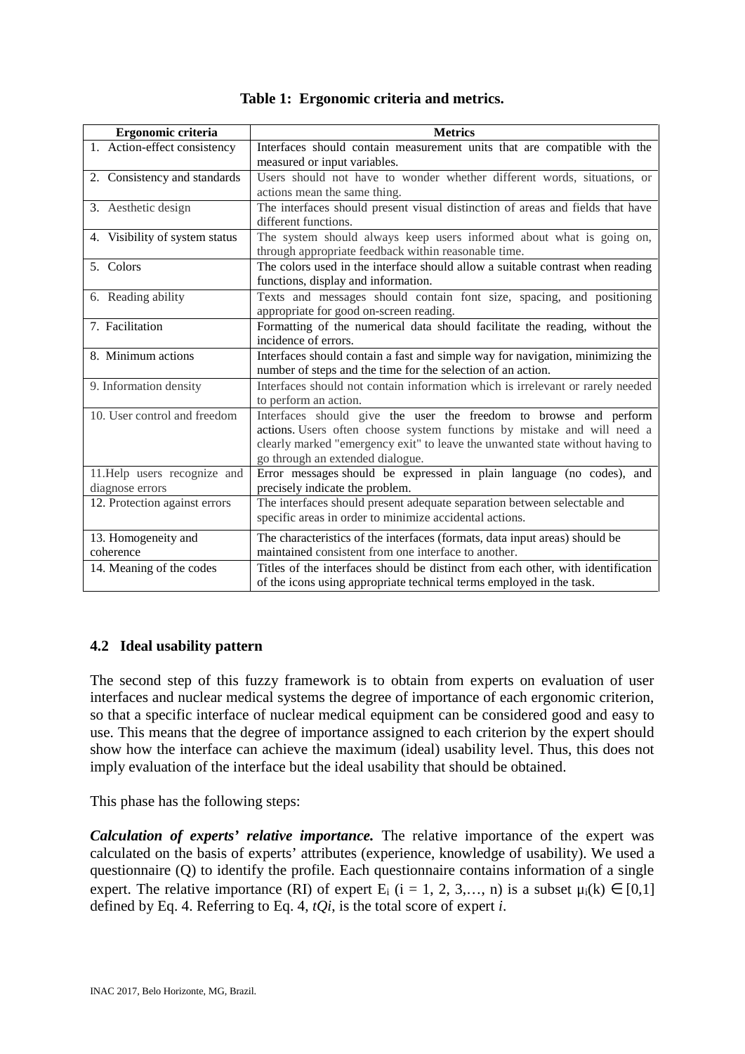**Table 1: Ergonomic criteria and metrics.**

| Ergonomic criteria | Metrics |
|---|---|
| 1. Action-effect consistency | Interfaces should contain measurement units that are compatible with the measured or input variables. |
| 2. Consistency and standards | Users should not have to wonder whether different words, situations, or actions mean the same thing. |
| 3. Aesthetic design | The interfaces should present visual distinction of areas and fields that have different functions. |
| 4. Visibility of system status | The system should always keep users informed about what is going on, through appropriate feedback within reasonable time. |
| 5. Colors | The colors used in the interface should allow a suitable contrast when reading functions, display and information. |
| 6. Reading ability | Texts and messages should contain font size, spacing, and positioning appropriate for good on-screen reading. |
| 7. Facilitation | Formatting of the numerical data should facilitate the reading, without the incidence of errors. |
| 8. Minimum actions | Interfaces should contain a fast and simple way for navigation, minimizing the number of steps and the time for the selection of an action. |
| 9. Information density | Interfaces should not contain information which is irrelevant or rarely needed to perform an action. |
| 10. User control and freedom | Interfaces should give the user the freedom to browse and perform actions. Users often choose system functions by mistake and will need a clearly marked "emergency exit" to leave the unwanted state without having to go through an extended dialogue. |
| 11.Help users recognize and diagnose errors | Error messages should be expressed in plain language (no codes), and precisely indicate the problem. |
| 12. Protection against errors | The interfaces should present adequate separation between selectable and specific areas in order to minimize accidental actions. |
| 13. Homogeneity and coherence | The characteristics of the interfaces (formats, data input areas) should be maintained consistent from one interface to another. |
| 14. Meaning of the codes | Titles of the interfaces should be distinct from each other, with identification of the icons using appropriate technical terms employed in the task. |

### 4.2 Ideal usability pattern

The second step of this fuzzy framework is to obtain from experts on evaluation of user interfaces and nuclear medical systems the degree of importance of each ergonomic criterion, so that a specific interface of nuclear medical equipment can be considered good and easy to use. This means that the degree of importance assigned to each criterion by the expert should show how the interface can achieve the maximum (ideal) usability level. Thus, this does not imply evaluation of the interface but the ideal usability that should be obtained.

This phase has the following steps:

***Calculation of experts' relative importance.*** The relative importance of the expert was calculated on the basis of experts' attributes (experience, knowledge of usability). We used a questionnaire (Q) to identify the profile. Each questionnaire contains information of a single expert. The relative importance (RI) of expert $E_i$ ($i = 1, 2, 3,\ldots, n$) is a subset $\mu_i(k) \in [0,1]$ defined by Eq. 4. Referring to Eq. 4, $tQi$, is the total score of expert *i*.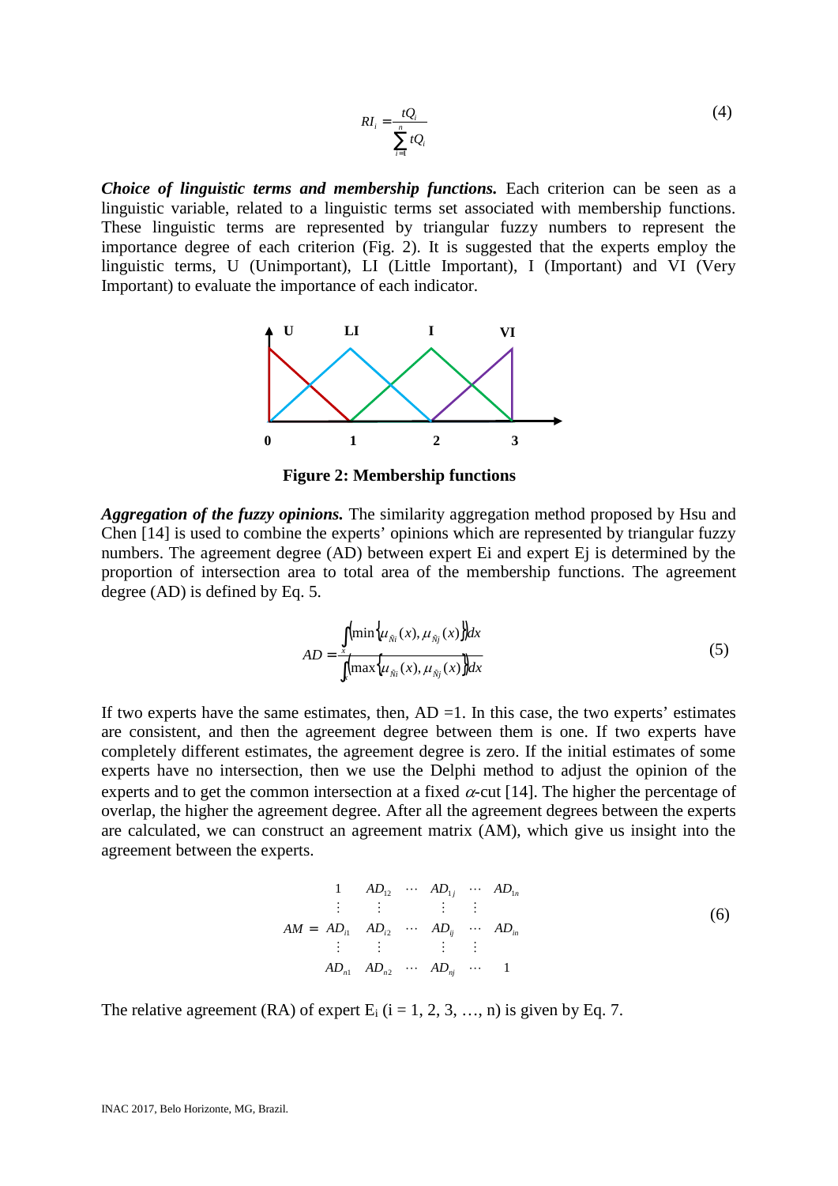$$RI_i = \frac{tQ_i}{\sum_{i=1}^{n} tQ_i} \tag{4}$$

***Choice of linguistic terms and membership functions.*** Each criterion can be seen as a linguistic variable, related to a linguistic terms set associated with membership functions. These linguistic terms are represented by triangular fuzzy numbers to represent the importance degree of each criterion (Fig. 2). It is suggested that the experts employ the linguistic terms, U (Unimportant), LI (Little Important), I (Important) and VI (Very Important) to evaluate the importance of each indicator.

**Figure 2: Membership functions**

***Aggregation of the fuzzy opinions.*** The similarity aggregation method proposed by Hsu and Chen [14] is used to combine the experts' opinions which are represented by triangular fuzzy numbers. The agreement degree (AD) between expert Ei and expert Ej is determined by the proportion of intersection area to total area of the membership functions. The agreement degree (AD) is defined by Eq. 5.

$$AD = \frac{\int_x \left(\min\left\{\mu_{\tilde{N}i}(x), \mu_{\tilde{N}j}(x)\right\}\right) dx}{\int_x \left(\max\left\{\mu_{\tilde{N}i}(x), \mu_{\tilde{N}j}(x)\right\}\right) dx} \tag{5}$$

If two experts have the same estimates, then, AD =1. In this case, the two experts' estimates are consistent, and then the agreement between them is one. If two experts have completely different estimates, the agreement degree is zero. If the initial estimates of some experts have no intersection, then we use the Delphi method to adjust the opinion of the experts and to get the common intersection at a fixed $\alpha$-cut [14]. The higher the percentage of overlap, the higher the agreement degree. After all the agreement degrees between the experts are calculated, we can construct an agreement matrix (AM), which give us insight into the agreement between the experts.

$$AM = \begin{matrix} 1 & AD_{12} & \cdots & AD_{1j} & \cdots & AD_{1n} \\ \vdots & \vdots & & \vdots & \vdots & \\ AD_{i1} & AD_{i2} & \cdots & AD_{ij} & \cdots & AD_{in} \\ \vdots & \vdots & & \vdots & \vdots & \\ AD_{n1} & AD_{n2} & \cdots & AD_{nj} & \cdots & 1 \end{matrix} \tag{6}$$

The relative agreement (RA) of expert $E_i$ (i = 1, 2, 3, …, n) is given by Eq. 7.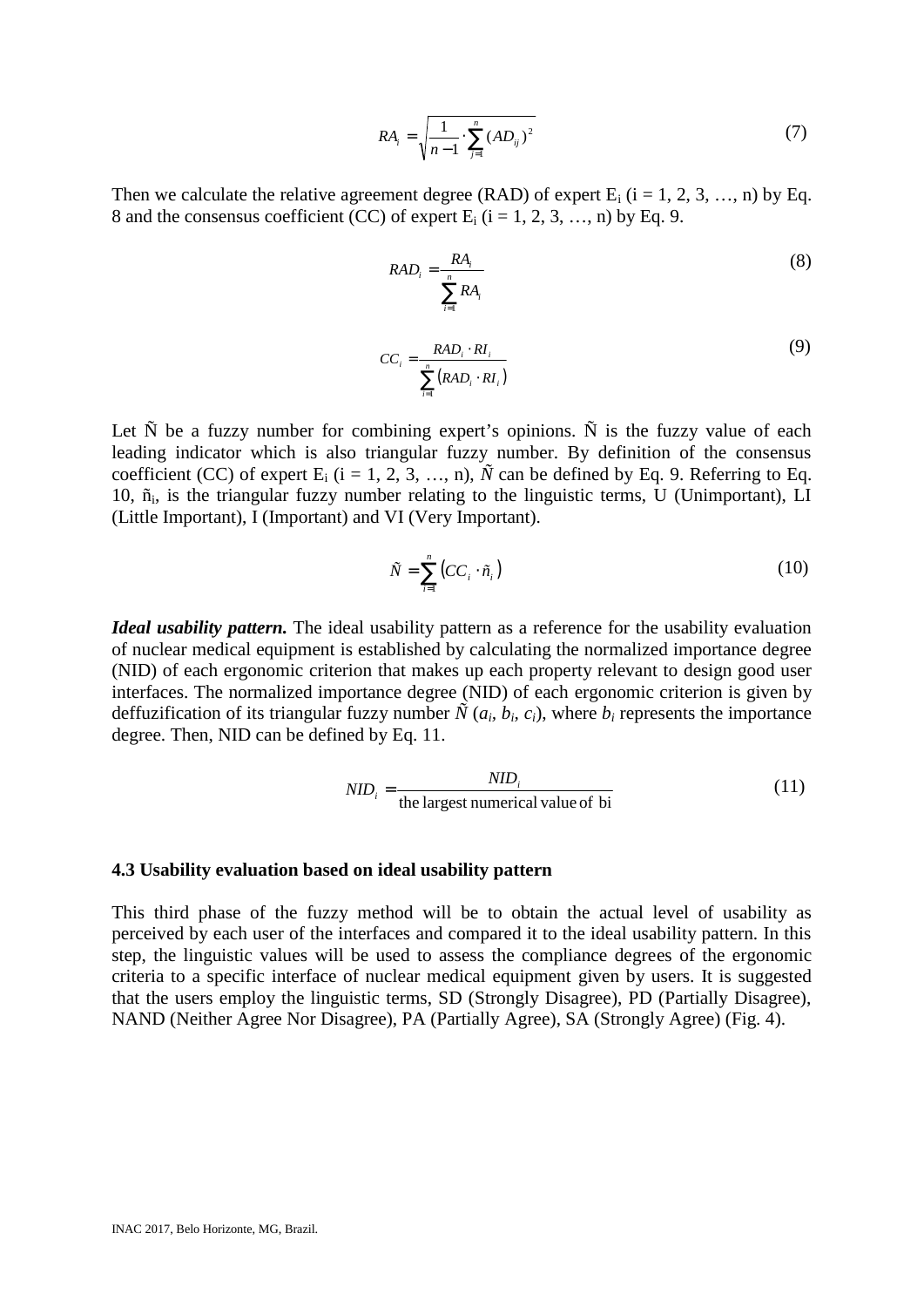$$RA_i = \sqrt{\frac{1}{n-1} \cdot \sum_{j=1}^{n} (AD_{ij})^2} \tag{7}$$

Then we calculate the relative agreement degree (RAD) of expert $E_i$ (i = 1, 2, 3, …, n) by Eq. 8 and the consensus coefficient (CC) of expert $E_i$ (i = 1, 2, 3, …, n) by Eq. 9.

$$RAD_i = \frac{RA_i}{\sum_{i=1}^{n} RA_i} \tag{8}$$

$$CC_i = \frac{RAD_i \cdot RI_i}{\sum_{i=1}^{n} (RAD_i \cdot RI_i)} \tag{9}$$

Let $\tilde{N}$ be a fuzzy number for combining expert's opinions. $\tilde{N}$ is the fuzzy value of each leading indicator which is also triangular fuzzy number. By definition of the consensus coefficient (CC) of expert $E_i$ (i = 1, 2, 3, …, n), $\tilde{N}$ can be defined by Eq. 9. Referring to Eq. 10, $\tilde{n}_i$, is the triangular fuzzy number relating to the linguistic terms, U (Unimportant), LI (Little Important), I (Important) and VI (Very Important).

$$\tilde{N} = \sum_{i=1}^{n} (CC_i \cdot \tilde{n}_i) \tag{10}$$

***Ideal usability pattern.*** The ideal usability pattern as a reference for the usability evaluation of nuclear medical equipment is established by calculating the normalized importance degree (NID) of each ergonomic criterion that makes up each property relevant to design good user interfaces. The normalized importance degree (NID) of each ergonomic criterion is given by deffuzification of its triangular fuzzy number $\tilde{N}$ $(a_i, b_i, c_i)$, where $b_i$ represents the importance degree. Then, NID can be defined by Eq. 11.

$$NID_i = \frac{NID_i}{\text{the largest numerical value of bi}} \tag{11}$$

### 4.3 Usability evaluation based on ideal usability pattern

This third phase of the fuzzy method will be to obtain the actual level of usability as perceived by each user of the interfaces and compared it to the ideal usability pattern. In this step, the linguistic values will be used to assess the compliance degrees of the ergonomic criteria to a specific interface of nuclear medical equipment given by users. It is suggested that the users employ the linguistic terms, SD (Strongly Disagree), PD (Partially Disagree), NAND (Neither Agree Nor Disagree), PA (Partially Agree), SA (Strongly Agree) (Fig. 4).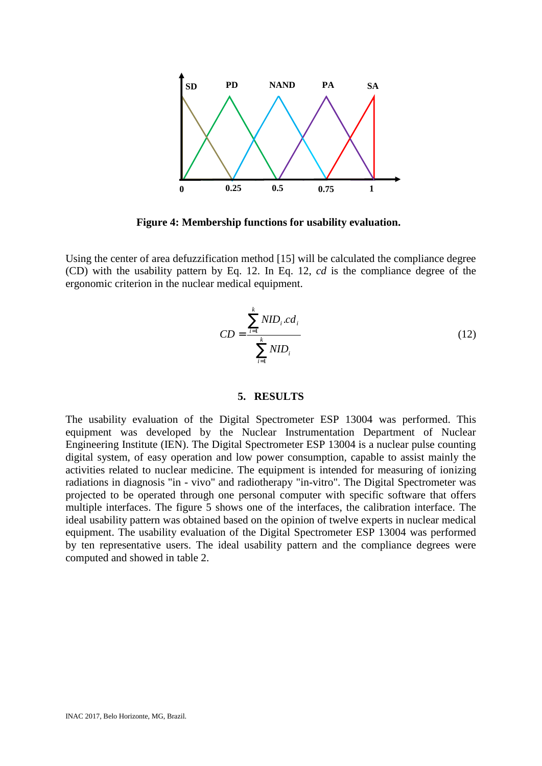**Figure 4: Membership functions for usability evaluation.**

Using the center of area defuzzification method [15] will be calculated the compliance degree (CD) with the usability pattern by Eq. 12. In Eq. 12, *cd* is the compliance degree of the ergonomic criterion in the nuclear medical equipment.

$$CD = \frac{\sum_{i=1}^{k} NID_i . cd_i}{\sum_{i=1}^{k} NID_i} \quad (12)$$

## 5. RESULTS

The usability evaluation of the Digital Spectrometer ESP 13004 was performed. This equipment was developed by the Nuclear Instrumentation Department of Nuclear Engineering Institute (IEN). The Digital Spectrometer ESP 13004 is a nuclear pulse counting digital system, of easy operation and low power consumption, capable to assist mainly the activities related to nuclear medicine. The equipment is intended for measuring of ionizing radiations in diagnosis "in - vivo" and radiotherapy "in-vitro". The Digital Spectrometer was projected to be operated through one personal computer with specific software that offers multiple interfaces. The figure 5 shows one of the interfaces, the calibration interface. The ideal usability pattern was obtained based on the opinion of twelve experts in nuclear medical equipment. The usability evaluation of the Digital Spectrometer ESP 13004 was performed by ten representative users. The ideal usability pattern and the compliance degrees were computed and showed in table 2.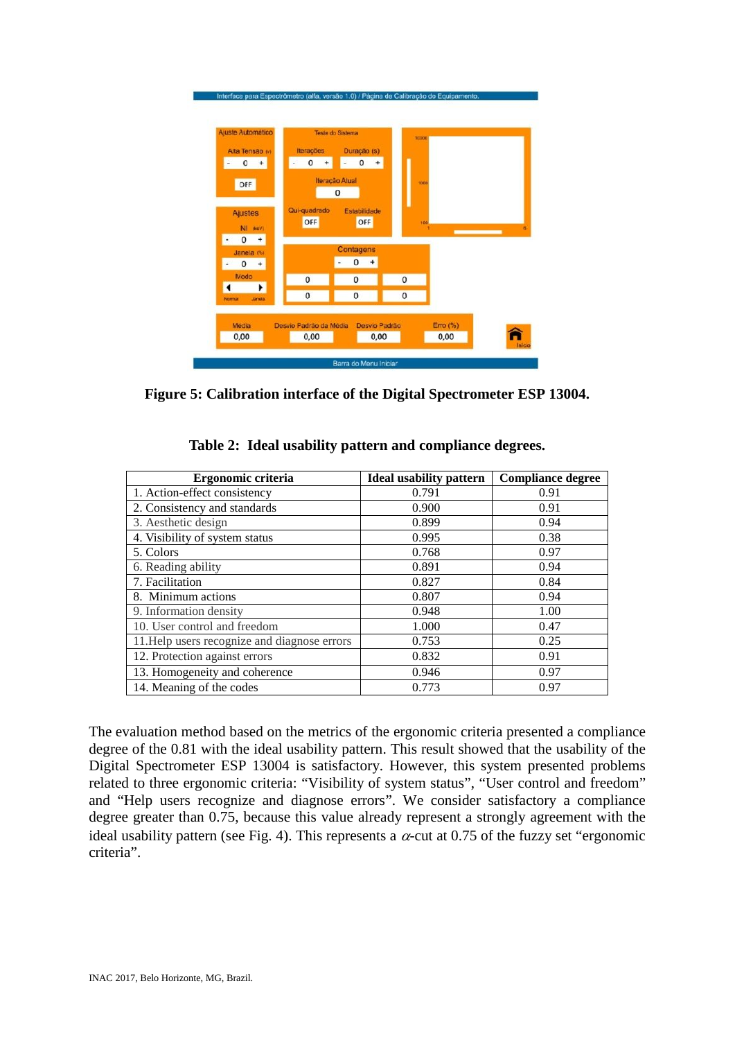**Figure 5: Calibration interface of the Digital Spectrometer ESP 13004.**

**Table 2: Ideal usability pattern and compliance degrees.**

| Ergonomic criteria | Ideal usability pattern | Compliance degree |
|---|---|---|
| 1. Action-effect consistency | 0.791 | 0.91 |
| 2. Consistency and standards | 0.900 | 0.91 |
| 3. Aesthetic design | 0.899 | 0.94 |
| 4. Visibility of system status | 0.995 | 0.38 |
| 5. Colors | 0.768 | 0.97 |
| 6. Reading ability | 0.891 | 0.94 |
| 7. Facilitation | 0.827 | 0.84 |
| 8. Minimum actions | 0.807 | 0.94 |
| 9. Information density | 0.948 | 1.00 |
| 10. User control and freedom | 1.000 | 0.47 |
| 11.Help users recognize and diagnose errors | 0.753 | 0.25 |
| 12. Protection against errors | 0.832 | 0.91 |
| 13. Homogeneity and coherence | 0.946 | 0.97 |
| 14. Meaning of the codes | 0.773 | 0.97 |

The evaluation method based on the metrics of the ergonomic criteria presented a compliance degree of the 0.81 with the ideal usability pattern. This result showed that the usability of the Digital Spectrometer ESP 13004 is satisfactory. However, this system presented problems related to three ergonomic criteria: "Visibility of system status", "User control and freedom" and "Help users recognize and diagnose errors". We consider satisfactory a compliance degree greater than 0.75, because this value already represent a strongly agreement with the ideal usability pattern (see Fig. 4). This represents a $\alpha$-cut at 0.75 of the fuzzy set "ergonomic criteria".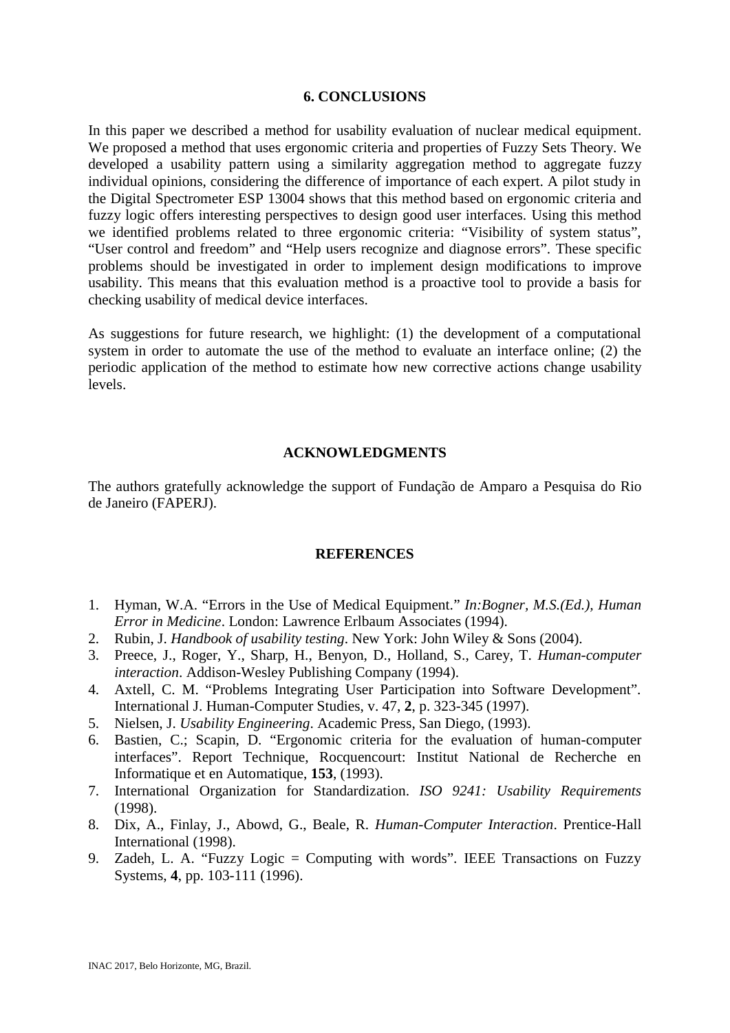## 6. CONCLUSIONS

In this paper we described a method for usability evaluation of nuclear medical equipment. We proposed a method that uses ergonomic criteria and properties of Fuzzy Sets Theory. We developed a usability pattern using a similarity aggregation method to aggregate fuzzy individual opinions, considering the difference of importance of each expert. A pilot study in the Digital Spectrometer ESP 13004 shows that this method based on ergonomic criteria and fuzzy logic offers interesting perspectives to design good user interfaces. Using this method we identified problems related to three ergonomic criteria: "Visibility of system status", "User control and freedom" and "Help users recognize and diagnose errors". These specific problems should be investigated in order to implement design modifications to improve usability. This means that this evaluation method is a proactive tool to provide a basis for checking usability of medical device interfaces.

As suggestions for future research, we highlight: (1) the development of a computational system in order to automate the use of the method to evaluate an interface online; (2) the periodic application of the method to estimate how new corrective actions change usability levels.

## ACKNOWLEDGMENTS

The authors gratefully acknowledge the support of Fundação de Amparo a Pesquisa do Rio de Janeiro (FAPERJ).

## REFERENCES

1. Hyman, W.A. "Errors in the Use of Medical Equipment." *In:Bogner, M.S.(Ed.), Human Error in Medicine*. London: Lawrence Erlbaum Associates (1994).
2. Rubin, J. *Handbook of usability testing*. New York: John Wiley & Sons (2004).
3. Preece, J., Roger, Y., Sharp, H., Benyon, D., Holland, S., Carey, T. *Human-computer interaction*. Addison-Wesley Publishing Company (1994).
4. Axtell, C. M. "Problems Integrating User Participation into Software Development". International J. Human-Computer Studies, v. 47, **2**, p. 323-345 (1997).
5. Nielsen, J. *Usability Engineering*. Academic Press, San Diego, (1993).
6. Bastien, C.; Scapin, D. "Ergonomic criteria for the evaluation of human-computer interfaces". Report Technique, Rocquencourt: Institut National de Recherche en Informatique et en Automatique, **153**, (1993).
7. International Organization for Standardization. *ISO 9241: Usability Requirements* (1998).
8. Dix, A., Finlay, J., Abowd, G., Beale, R. *Human-Computer Interaction*. Prentice-Hall International (1998).
9. Zadeh, L. A. "Fuzzy Logic = Computing with words". IEEE Transactions on Fuzzy Systems, **4**, pp. 103-111 (1996).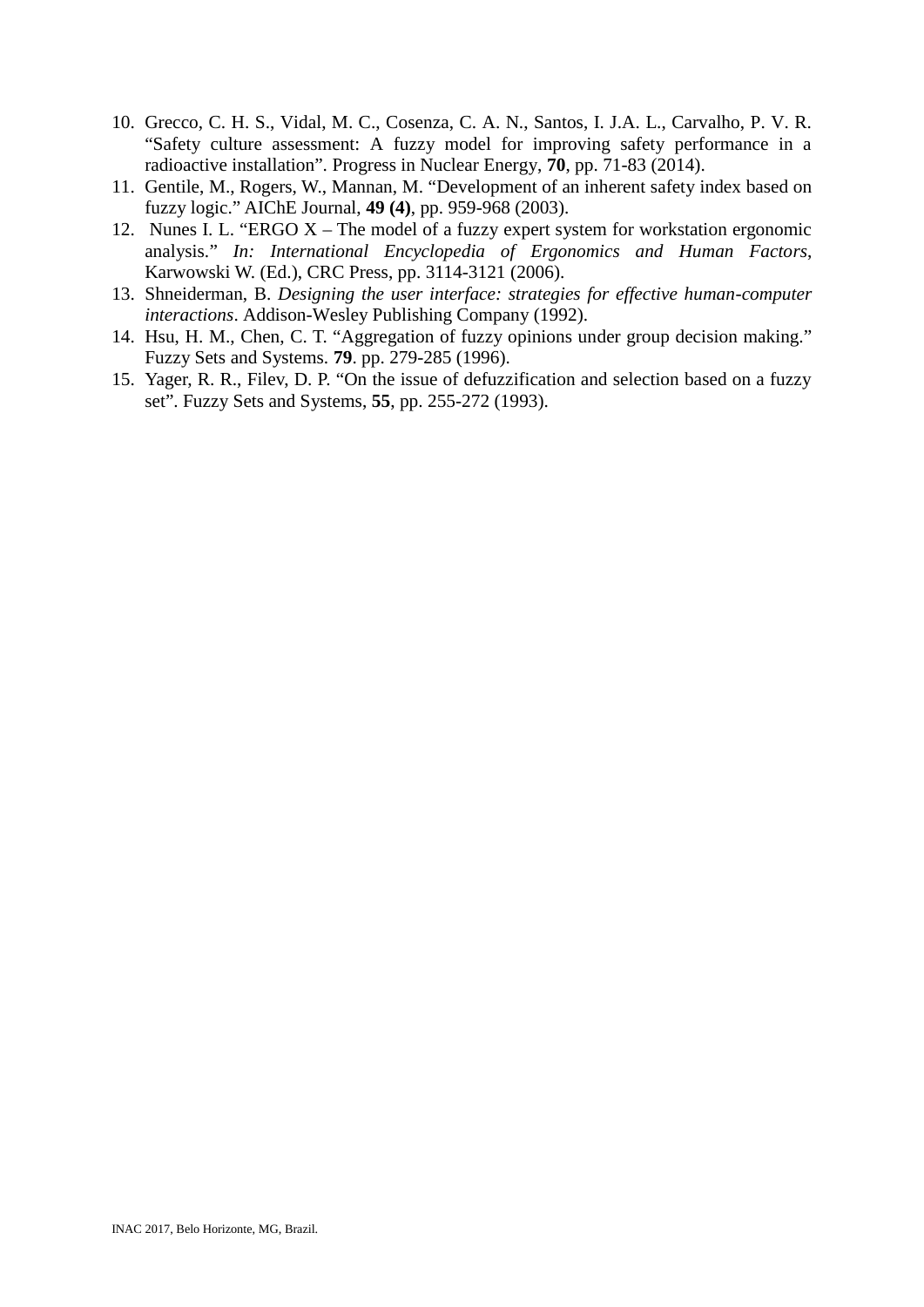10. Grecco, C. H. S., Vidal, M. C., Cosenza, C. A. N., Santos, I. J.A. L., Carvalho, P. V. R. "Safety culture assessment: A fuzzy model for improving safety performance in a radioactive installation". Progress in Nuclear Energy, **70**, pp. 71-83 (2014).
11. Gentile, M., Rogers, W., Mannan, M. "Development of an inherent safety index based on fuzzy logic." AIChE Journal, **49 (4)**, pp. 959-968 (2003).
12. Nunes I. L. "ERGO X – The model of a fuzzy expert system for workstation ergonomic analysis." *In: International Encyclopedia of Ergonomics and Human Factors*, Karwowski W. (Ed.), CRC Press, pp. 3114-3121 (2006).
13. Shneiderman, B. *Designing the user interface: strategies for effective human-computer interactions*. Addison-Wesley Publishing Company (1992).
14. Hsu, H. M., Chen, C. T. "Aggregation of fuzzy opinions under group decision making." Fuzzy Sets and Systems. **79**. pp. 279-285 (1996).
15. Yager, R. R., Filev, D. P. "On the issue of defuzzification and selection based on a fuzzy set". Fuzzy Sets and Systems, **55**, pp. 255-272 (1993).